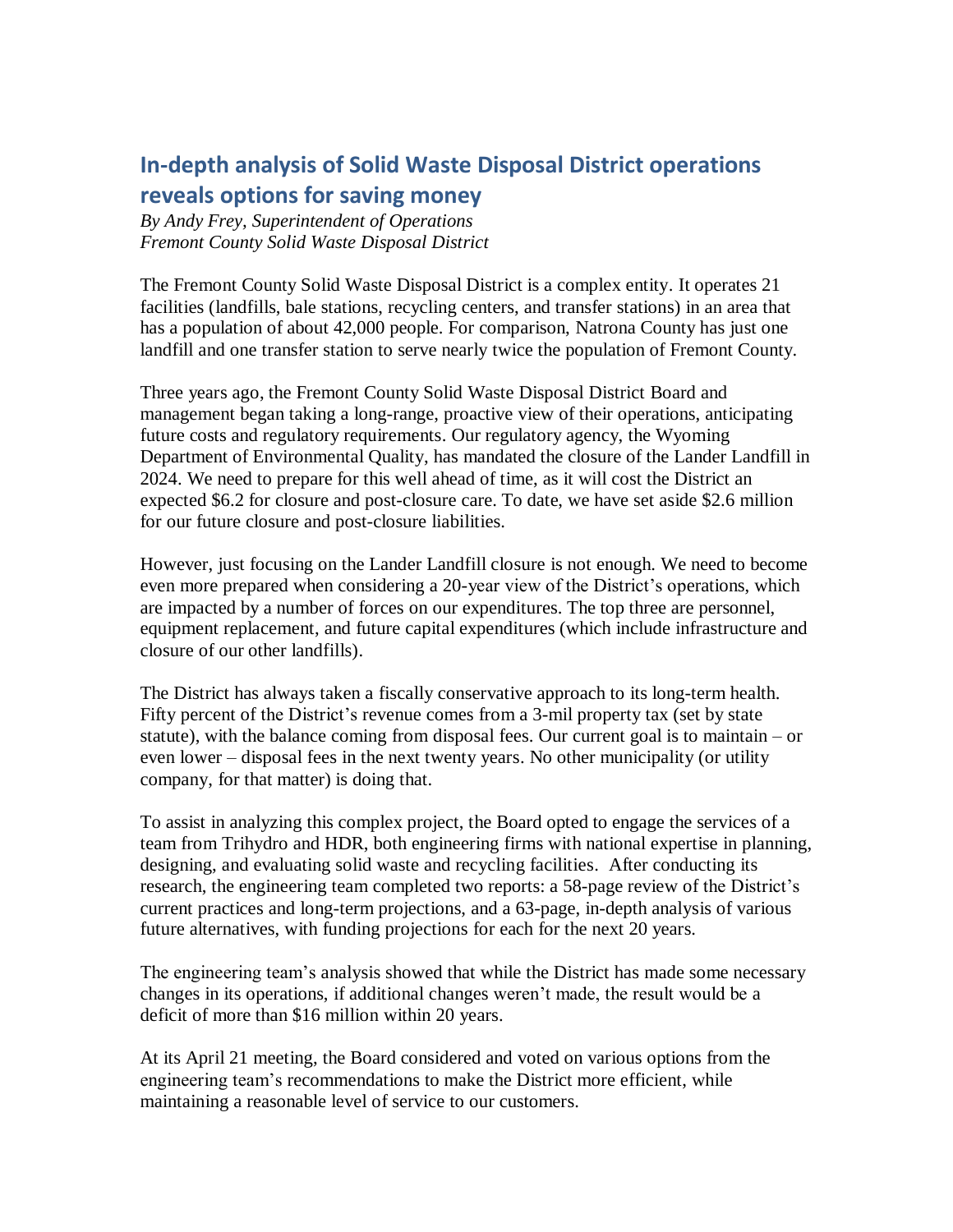# In-depth analysis of Solid Waste Disposal District operations reveals options for saving money

*By Andy Frey, Superintendent of Operations*
*Fremont County Solid Waste Disposal District*

The Fremont County Solid Waste Disposal District is a complex entity. It operates 21 facilities (landfills, bale stations, recycling centers, and transfer stations) in an area that has a population of about 42,000 people. For comparison, Natrona County has just one landfill and one transfer station to serve nearly twice the population of Fremont County.

Three years ago, the Fremont County Solid Waste Disposal District Board and management began taking a long-range, proactive view of their operations, anticipating future costs and regulatory requirements. Our regulatory agency, the Wyoming Department of Environmental Quality, has mandated the closure of the Lander Landfill in 2024. We need to prepare for this well ahead of time, as it will cost the District an expected $6.2 for closure and post-closure care. To date, we have set aside $2.6 million for our future closure and post-closure liabilities.

However, just focusing on the Lander Landfill closure is not enough. We need to become even more prepared when considering a 20-year view of the District's operations, which are impacted by a number of forces on our expenditures. The top three are personnel, equipment replacement, and future capital expenditures (which include infrastructure and closure of our other landfills).

The District has always taken a fiscally conservative approach to its long-term health. Fifty percent of the District's revenue comes from a 3-mil property tax (set by state statute), with the balance coming from disposal fees. Our current goal is to maintain – or even lower – disposal fees in the next twenty years. No other municipality (or utility company, for that matter) is doing that.

To assist in analyzing this complex project, the Board opted to engage the services of a team from Trihydro and HDR, both engineering firms with national expertise in planning, designing, and evaluating solid waste and recycling facilities. After conducting its research, the engineering team completed two reports: a 58-page review of the District's current practices and long-term projections, and a 63-page, in-depth analysis of various future alternatives, with funding projections for each for the next 20 years.

The engineering team's analysis showed that while the District has made some necessary changes in its operations, if additional changes weren't made, the result would be a deficit of more than $16 million within 20 years.

At its April 21 meeting, the Board considered and voted on various options from the engineering team's recommendations to make the District more efficient, while maintaining a reasonable level of service to our customers.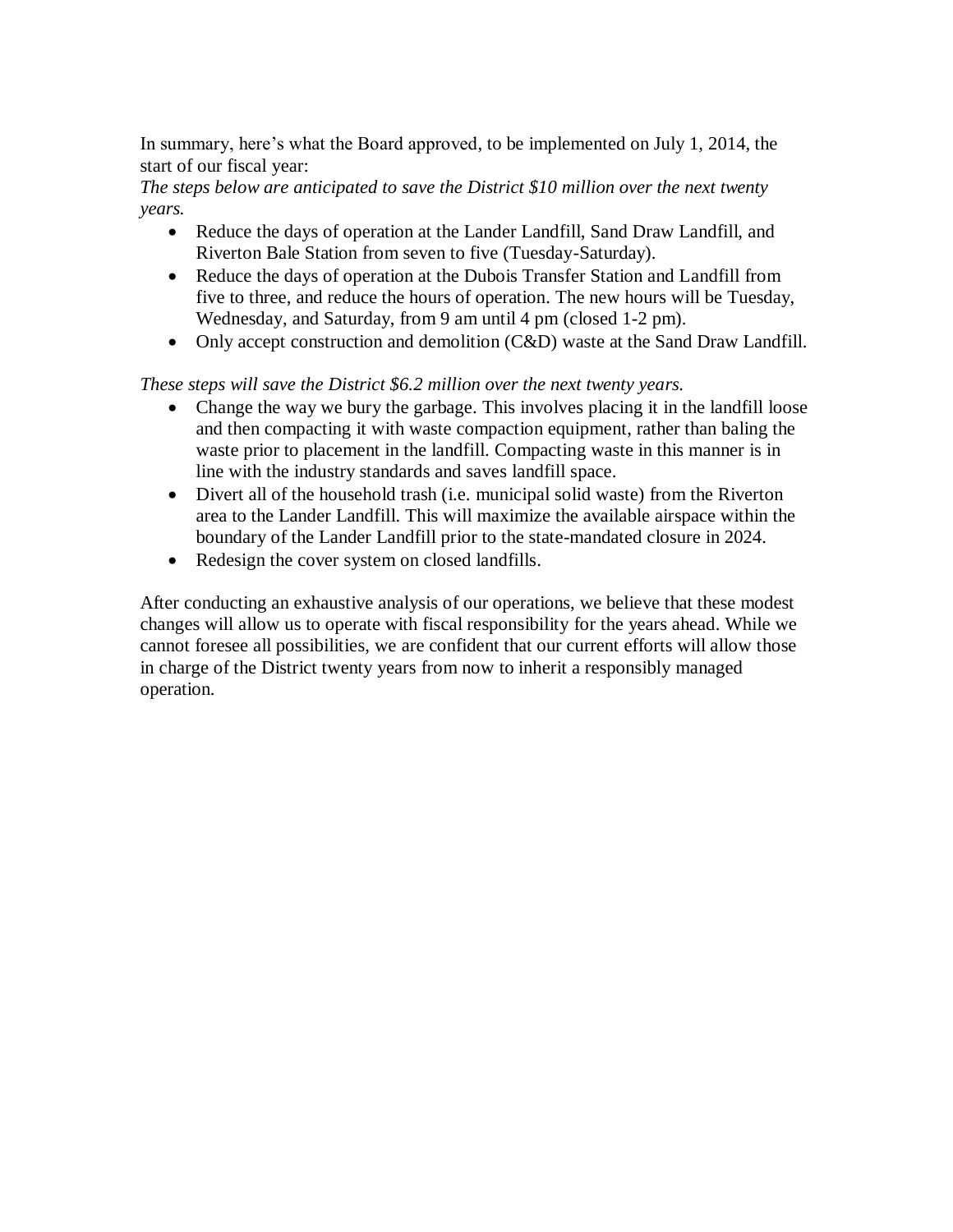In summary, here's what the Board approved, to be implemented on July 1, 2014, the start of our fiscal year:

*The steps below are anticipated to save the District $10 million over the next twenty years.*

- Reduce the days of operation at the Lander Landfill, Sand Draw Landfill, and Riverton Bale Station from seven to five (Tuesday-Saturday).
- Reduce the days of operation at the Dubois Transfer Station and Landfill from five to three, and reduce the hours of operation. The new hours will be Tuesday, Wednesday, and Saturday, from 9 am until 4 pm (closed 1-2 pm).
- Only accept construction and demolition (C&D) waste at the Sand Draw Landfill.

*These steps will save the District $6.2 million over the next twenty years.*

- Change the way we bury the garbage. This involves placing it in the landfill loose and then compacting it with waste compaction equipment, rather than baling the waste prior to placement in the landfill. Compacting waste in this manner is in line with the industry standards and saves landfill space.
- Divert all of the household trash (i.e. municipal solid waste) from the Riverton area to the Lander Landfill. This will maximize the available airspace within the boundary of the Lander Landfill prior to the state-mandated closure in 2024.
- Redesign the cover system on closed landfills.

After conducting an exhaustive analysis of our operations, we believe that these modest changes will allow us to operate with fiscal responsibility for the years ahead. While we cannot foresee all possibilities, we are confident that our current efforts will allow those in charge of the District twenty years from now to inherit a responsibly managed operation.